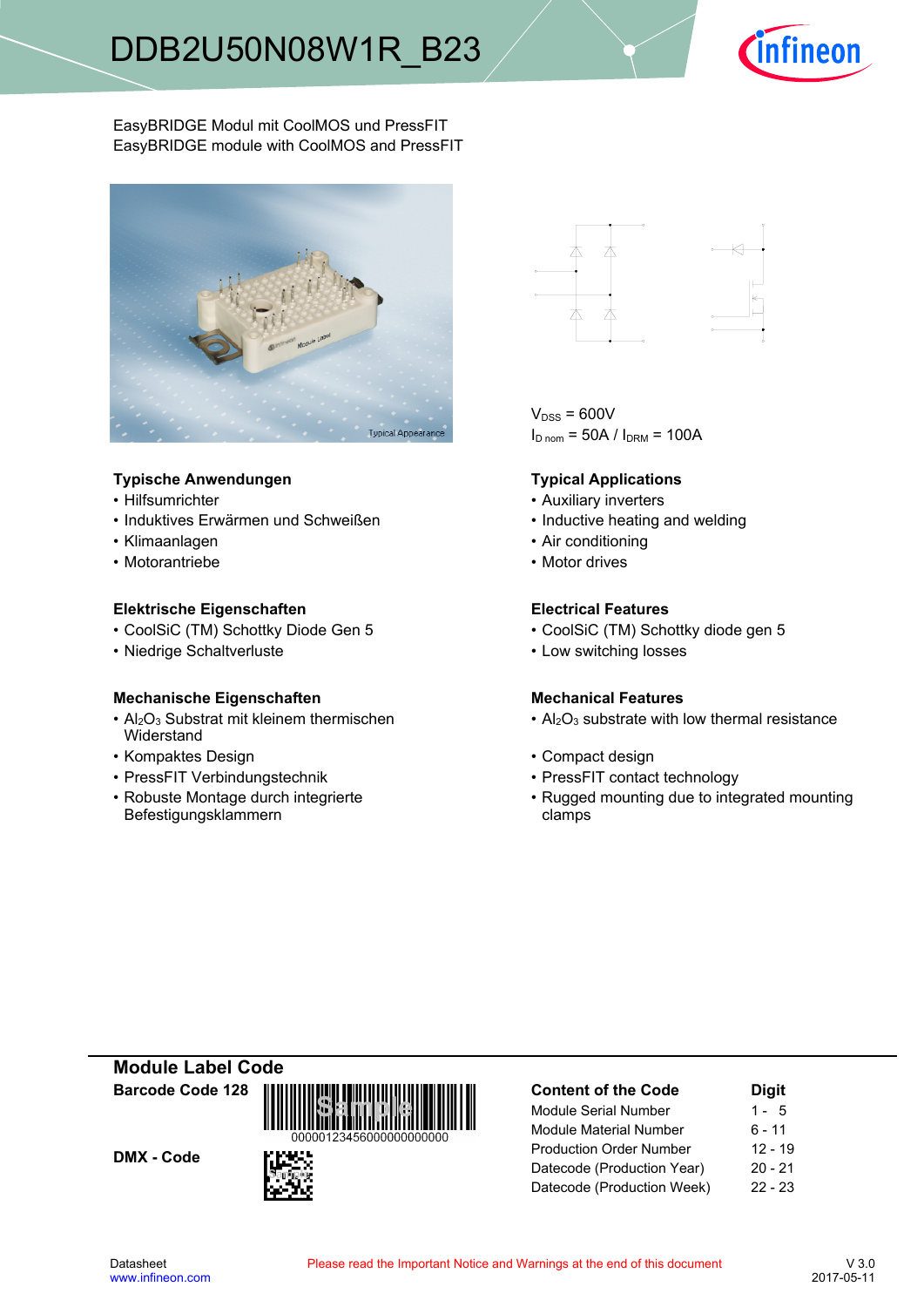# DDB2U50N08W1R_B23

EasyBRIDGE Modul mit CoolMOS und PressFIT
EasyBRIDGE module with CoolMOS and PressFIT

Typical Appearance

$V_{DSS}$ = 600V
$I_{D\ nom}$ = 50A / $I_{DRM}$ = 100A

### Typische Anwendungen

- Hilfsumrichter
- Induktives Erwärmen und Schweißen
- Klimaanlagen
- Motorantriebe

### Typical Applications

- Auxiliary inverters
- Inductive heating and welding
- Air conditioning
- Motor drives

### Elektrische Eigenschaften

- CoolSiC (TM) Schottky Diode Gen 5
- Niedrige Schaltverluste

### Electrical Features

- CoolSiC (TM) Schottky diode gen 5
- Low switching losses

### Mechanische Eigenschaften

- $Al_2O_3$ Substrat mit kleinem thermischen Widerstand
- Kompaktes Design
- PressFIT Verbindungstechnik
- Robuste Montage durch integrierte Befestigungsklammern

### Mechanical Features

- $Al_2O_3$ substrate with low thermal resistance
- Compact design
- PressFIT contact technology
- Rugged mounting due to integrated mounting clamps

## Module Label Code

**Barcode Code 128**

00000123456000000000000

**DMX - Code**

| Content of the Code | Digit |
|---|---|
| Module Serial Number | 1 - 5 |
| Module Material Number | 6 - 11 |
| Production Order Number | 12 - 19 |
| Datecode (Production Year) | 20 - 21 |
| Datecode (Production Week) | 22 - 23 |

Datasheet
www.infineon.com

Please read the Important Notice and Warnings at the end of this document

V 3.0
2017-05-11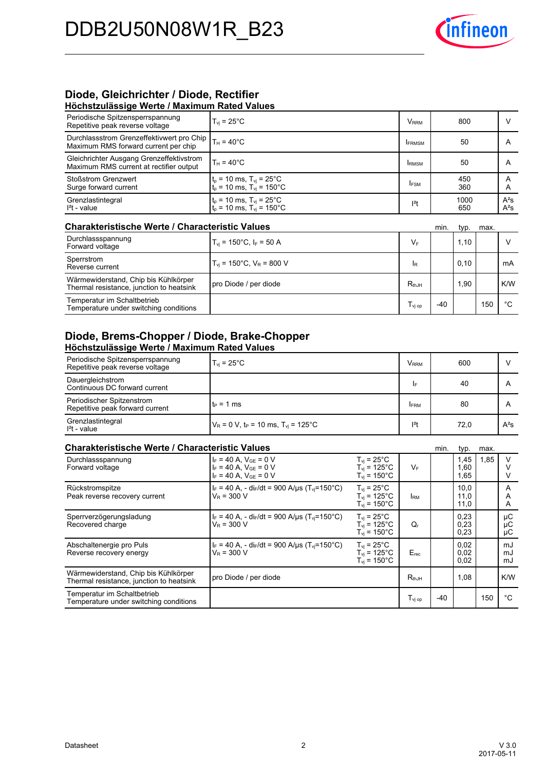## Diode, Gleichrichter / Diode, Rectifier

### Höchstzulässige Werte / Maximum Rated Values

| Parameter | Conditions | Symbol | Value | Unit |
|---|---|---|---|---|
| Periodische Spitzensperrspannung<br>Repetitive peak reverse voltage | $T_{vj}$ = 25°C | $V_{RRM}$ | 800 | V |
| Durchlassstrom Grenzeffektivwert pro Chip<br>Maximum RMS forward current per chip | $T_H$ = 40°C | $I_{FRMSM}$ | 50 | A |
| Gleichrichter Ausgang Grenzeffektivstrom<br>Maximum RMS current at rectifier output | $T_H$ = 40°C | $I_{RMSM}$ | 50 | A |
| Stoßstrom Grenzwert<br>Surge forward current | $t_p$ = 10 ms, $T_{vj}$ = 25°C<br>$t_p$ = 10 ms, $T_{vj}$ = 150°C | $I_{FSM}$ | 450<br>360 | A<br>A |
| Grenzlastintegral<br>$I^2t$ - value | $t_p$ = 10 ms, $T_{vj}$ = 25°C<br>$t_p$ = 10 ms, $T_{vj}$ = 150°C | $I^2t$ | 1000<br>650 | $A^2s$<br>$A^2s$ |

### Charakteristische Werte / Characteristic Values

| Parameter | Conditions | Symbol | min. | typ. | max. | Unit |
|---|---|---|---|---|---|---|
| Durchlassspannung<br>Forward voltage | $T_{vj}$ = 150°C, $I_F$ = 50 A | $V_F$ | | 1,10 | | V |
| Sperrstrom<br>Reverse current | $T_{vj}$ = 150°C, $V_R$ = 800 V | $I_R$ | | 0,10 | | mA |
| Wärmewiderstand, Chip bis Kühlkörper<br>Thermal resistance, junction to heatsink | pro Diode / per diode | $R_{thJH}$ | | 1,90 | | K/W |
| Temperatur im Schaltbetrieb<br>Temperature under switching conditions | | $T_{vj\,op}$ | -40 | | 150 | °C |

## Diode, Brems-Chopper / Diode, Brake-Chopper

### Höchstzulässige Werte / Maximum Rated Values

| Parameter | Conditions | Symbol | Value | Unit |
|---|---|---|---|---|
| Periodische Spitzensperrspannung<br>Repetitive peak reverse voltage | $T_{vj}$ = 25°C | $V_{RRM}$ | 600 | V |
| Dauergleichstrom<br>Continuous DC forward current | | $I_F$ | 40 | A |
| Periodischer Spitzenstrom<br>Repetitive peak forward current | $t_P$ = 1 ms | $I_{FRM}$ | 80 | A |
| Grenzlastintegral<br>$I^2t$ - value | $V_R$ = 0 V, $t_P$ = 10 ms, $T_{vj}$ = 125°C | $I^2t$ | 72,0 | $A^2s$ |

### Charakteristische Werte / Characteristic Values

| Parameter | Conditions | Temperature | Symbol | min. | typ. | max. | Unit |
|---|---|---|---|---|---|---|---|
| Durchlassspannung<br>Forward voltage | $I_F$ = 40 A, $V_{GE}$ = 0 V<br>$I_F$ = 40 A, $V_{GE}$ = 0 V<br>$I_F$ = 40 A, $V_{GE}$ = 0 V | $T_{vj}$ = 25°C<br>$T_{vj}$ = 125°C<br>$T_{vj}$ = 150°C | $V_F$ | | 1,45<br>1,60<br>1,65 | 1,85 | V<br>V<br>V |
| Rückstromspitze<br>Peak reverse recovery current | $I_F$ = 40 A, - $di_F/dt$ = 900 A/µs ($T_{vj}$=150°C)<br>$V_R$ = 300 V | $T_{vj}$ = 25°C<br>$T_{vj}$ = 125°C<br>$T_{vj}$ = 150°C | $I_{RM}$ | | 10,0<br>11,0<br>11,0 | | A<br>A<br>A |
| Sperrverzögerungsladung<br>Recovered charge | $I_F$ = 40 A, - $di_F/dt$ = 900 A/µs ($T_{vj}$=150°C)<br>$V_R$ = 300 V | $T_{vj}$ = 25°C<br>$T_{vj}$ = 125°C<br>$T_{vj}$ = 150°C | $Q_r$ | | 0,23<br>0,23<br>0,23 | | µC<br>µC<br>µC |
| Abschaltenergie pro Puls<br>Reverse recovery energy | $I_F$ = 40 A, - $di_F/dt$ = 900 A/µs ($T_{vj}$=150°C)<br>$V_R$ = 300 V | $T_{vj}$ = 25°C<br>$T_{vj}$ = 125°C<br>$T_{vj}$ = 150°C | $E_{rec}$ | | 0,02<br>0,02<br>0,02 | | mJ<br>mJ<br>mJ |
| Wärmewiderstand, Chip bis Kühlkörper<br>Thermal resistance, junction to heatsink | pro Diode / per diode | | $R_{thJH}$ | | 1,08 | | K/W |
| Temperatur im Schaltbetrieb<br>Temperature under switching conditions | | | $T_{vj\,op}$ | -40 | | 150 | °C |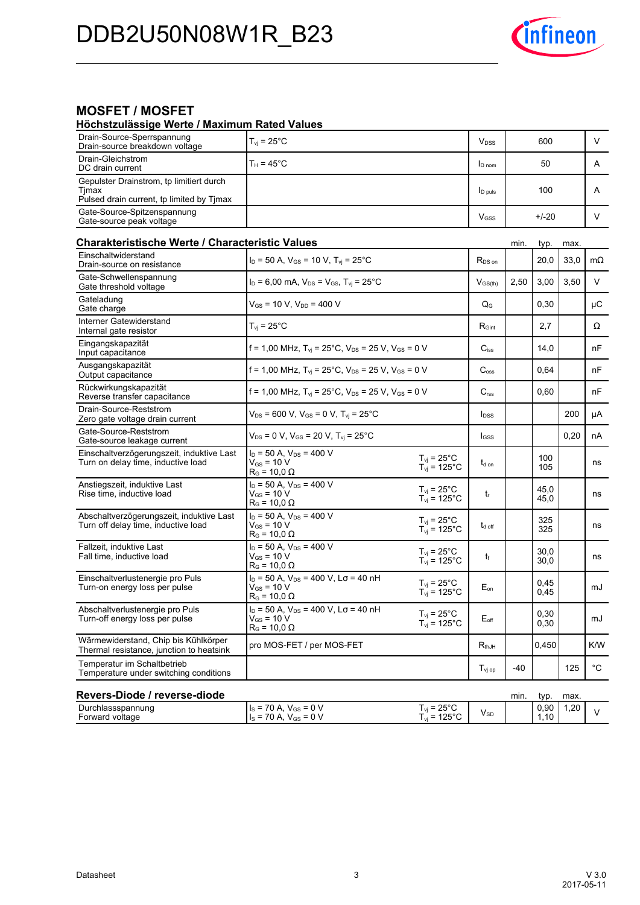## MOSFET / MOSFET

### Höchstzulässige Werte / Maximum Rated Values

| | | | | |
|---|---|---|---|---|
| Drain-Source-Sperrspannung<br>Drain-source breakdown voltage | $T_{vj}$ = 25°C | $V_{DSS}$ | 600 | V |
| Drain-Gleichstrom<br>DC drain current | $T_H$ = 45°C | $I_{D\ nom}$ | 50 | A |
| Gepulster Drainstrom, tp limitiert durch Tjmax<br>Pulsed drain current, tp limited by Tjmax | | $I_{D\ puls}$ | 100 | A |
| Gate-Source-Spitzenspannung<br>Gate-source peak voltage | | $V_{GSS}$ | +/-20 | V |

### Charakteristische Werte / Characteristic Values

| | | | | min. | typ. | max. | |
|---|---|---|---|---|---|---|---|
| Einschaltwiderstand<br>Drain-source on resistance | $I_D$ = 50 A, $V_{GS}$ = 10 V, $T_{vj}$ = 25°C | | $R_{DS\ on}$ | | 20,0 | 33,0 | mΩ |
| Gate-Schwellenspannung<br>Gate threshold voltage | $I_D$ = 6,00 mA, $V_{DS}$ = $V_{GS}$, $T_{vj}$ = 25°C | | $V_{GS(th)}$ | 2,50 | 3,00 | 3,50 | V |
| Gateladung<br>Gate charge | $V_{GS}$ = 10 V, $V_{DD}$ = 400 V | | $Q_G$ | | 0,30 | | µC |
| Interner Gatewiderstand<br>Internal gate resistor | $T_{vj}$ = 25°C | | $R_{Gint}$ | | 2,7 | | Ω |
| Eingangskapazität<br>Input capacitance | f = 1,00 MHz, $T_{vj}$ = 25°C, $V_{DS}$ = 25 V, $V_{GS}$ = 0 V | | $C_{iss}$ | | 14,0 | | nF |
| Ausgangskapazität<br>Output capacitance | f = 1,00 MHz, $T_{vj}$ = 25°C, $V_{DS}$ = 25 V, $V_{GS}$ = 0 V | | $C_{oss}$ | | 0,64 | | nF |
| Rückwirkungskapazität<br>Reverse transfer capacitance | f = 1,00 MHz, $T_{vj}$ = 25°C, $V_{DS}$ = 25 V, $V_{GS}$ = 0 V | | $C_{rss}$ | | 0,60 | | nF |
| Drain-Source-Reststrom<br>Zero gate voltage drain current | $V_{DS}$ = 600 V, $V_{GS}$ = 0 V, $T_{vj}$ = 25°C | | $I_{DSS}$ | | | 200 | µA |
| Gate-Source-Reststrom<br>Gate-source leakage current | $V_{DS}$ = 0 V, $V_{GS}$ = 20 V, $T_{vj}$ = 25°C | | $I_{GSS}$ | | | 0,20 | nA |
| Einschaltverzögerungszeit, induktive Last<br>Turn on delay time, inductive load | $I_D$ = 50 A, $V_{DS}$ = 400 V<br>$V_{GS}$ = 10 V<br>$R_G$ = 10,0 Ω | $T_{vj}$ = 25°C<br>$T_{vj}$ = 125°C | $t_{d\ on}$ | | 100<br>105 | | ns |
| Anstiegszeit, induktive Last<br>Rise time, inductive load | $I_D$ = 50 A, $V_{DS}$ = 400 V<br>$V_{GS}$ = 10 V<br>$R_G$ = 10,0 Ω | $T_{vj}$ = 25°C<br>$T_{vj}$ = 125°C | $t_r$ | | 45,0<br>45,0 | | ns |
| Abschaltverzögerungszeit, induktive Last<br>Turn off delay time, inductive load | $I_D$ = 50 A, $V_{DS}$ = 400 V<br>$V_{GS}$ = 10 V<br>$R_G$ = 10,0 Ω | $T_{vj}$ = 25°C<br>$T_{vj}$ = 125°C | $t_{d\ off}$ | | 325<br>325 | | ns |
| Fallzeit, induktive Last<br>Fall time, inductive load | $I_D$ = 50 A, $V_{DS}$ = 400 V<br>$V_{GS}$ = 10 V<br>$R_G$ = 10,0 Ω | $T_{vj}$ = 25°C<br>$T_{vj}$ = 125°C | $t_f$ | | 30,0<br>30,0 | | ns |
| Einschaltverlustenergie pro Puls<br>Turn-on energy loss per pulse | $I_D$ = 50 A, $V_{DS}$ = 400 V, Lσ = 40 nH<br>$V_{GS}$ = 10 V<br>$R_G$ = 10,0 Ω | $T_{vj}$ = 25°C<br>$T_{vj}$ = 125°C | $E_{on}$ | | 0,45<br>0,45 | | mJ |
| Abschaltverlustenergie pro Puls<br>Turn-off energy loss per pulse | $I_D$ = 50 A, $V_{DS}$ = 400 V, Lσ = 40 nH<br>$V_{GS}$ = 10 V<br>$R_G$ = 10,0 Ω | $T_{vj}$ = 25°C<br>$T_{vj}$ = 125°C | $E_{off}$ | | 0,30<br>0,30 | | mJ |
| Wärmewiderstand, Chip bis Kühlkörper<br>Thermal resistance, junction to heatsink | pro MOS-FET / per MOS-FET | | $R_{thJH}$ | | 0,450 | | K/W |
| Temperatur im Schaltbetrieb<br>Temperature under switching conditions | | | $T_{vj\ op}$ | -40 | | 125 | °C |

### Revers-Diode / reverse-diode

| | | | | min. | typ. | max. | |
|---|---|---|---|---|---|---|---|
| Durchlassspannung<br>Forward voltage | $I_S$ = 70 A, $V_{GS}$ = 0 V<br>$I_S$ = 70 A, $V_{GS}$ = 0 V | $T_{vj}$ = 25°C<br>$T_{vj}$ = 125°C | $V_{SD}$ | | 0,90<br>1,10 | 1,20 | V |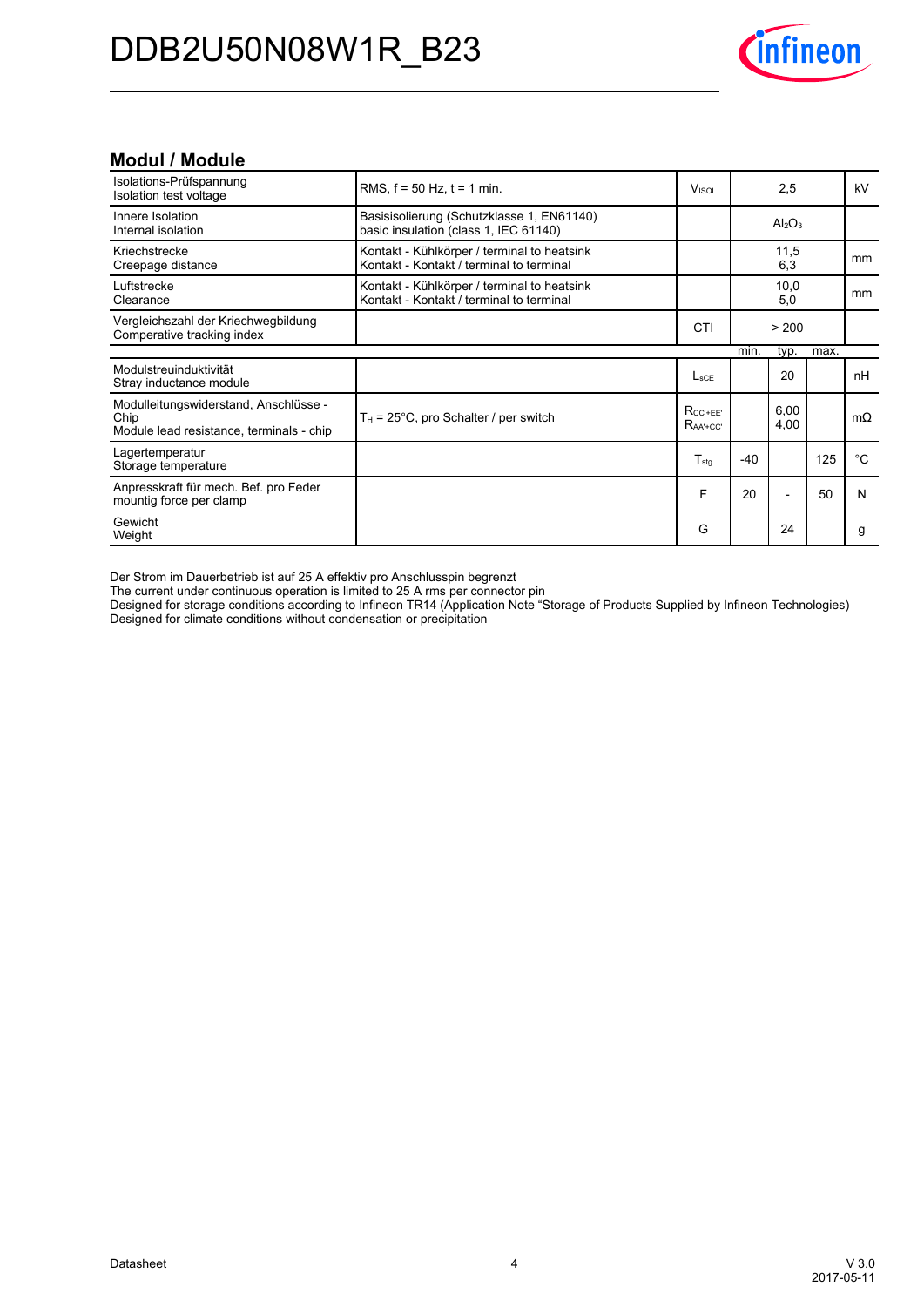## Modul / Module

| | | | | | | |
|---|---|---|---|---|---|---|
| Isolations-Prüfspannung<br>Isolation test voltage | RMS, f = 50 Hz, t = 1 min. | $V_{ISOL}$ | | 2,5 | | kV |
| Innere Isolation<br>Internal isolation | Basisisolierung (Schutzklasse 1, EN61140)<br>basic insulation (class 1, IEC 61140) | | | $Al_2O_3$ | | |
| Kriechstrecke<br>Creepage distance | Kontakt - Kühlkörper / terminal to heatsink<br>Kontakt - Kontakt / terminal to terminal | | | 11,5<br>6,3 | | mm |
| Luftstrecke<br>Clearance | Kontakt - Kühlkörper / terminal to heatsink<br>Kontakt - Kontakt / terminal to terminal | | | 10,0<br>5,0 | | mm |
| Vergleichszahl der Kriechwegbildung<br>Comparative tracking index | | CTI | | > 200 | | |
| | | | min. | typ. | max. | |
| Modulstreuinduktivität<br>Stray inductance module | | $L_{sCE}$ | | 20 | | nH |
| Modulleitungswiderstand, Anschlüsse - Chip<br>Module lead resistance, terminals - chip | $T_H$ = 25°C, pro Schalter / per switch | $R_{CC'+EE'}$<br>$R_{AA'+CC'}$ | | 6,00<br>4,00 | | mΩ |
| Lagertemperatur<br>Storage temperature | | $T_{stg}$ | -40 | | 125 | °C |
| Anpresskraft für mech. Bef. pro Feder<br>mountig force per clamp | | F | 20 | - | 50 | N |
| Gewicht<br>Weight | | G | | 24 | | g |

Der Strom im Dauerbetrieb ist auf 25 A effektiv pro Anschlusspin begrenzt
The current under continuous operation is limited to 25 A rms per connector pin
Designed for storage conditions according to Infineon TR14 (Application Note "Storage of Products Supplied by Infineon Technologies)
Designed for climate conditions without condensation or precipitation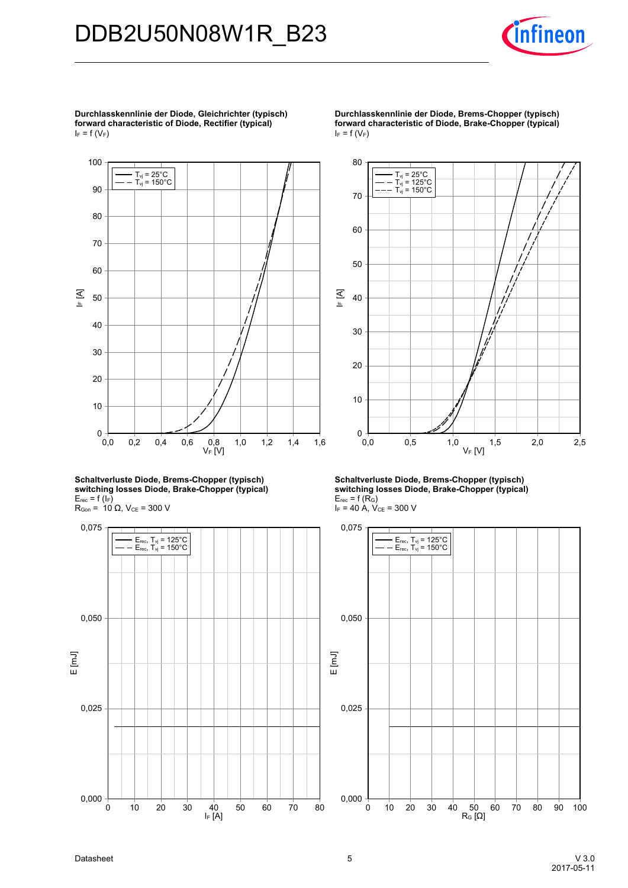**Durchlasskennlinie der Diode, Gleichrichter (typisch)**
**forward characteristic of Diode, Rectifier (typical)**
$I_F = f(V_F)$

**Durchlasskennlinie der Diode, Brems-Chopper (typisch)**
**forward characteristic of Diode, Brake-Chopper (typical)**
$I_F = f(V_F)$

**Schaltverluste Diode, Brems-Chopper (typisch)**
**switching losses Diode, Brake-Chopper (typical)**
$E_{rec} = f(I_F)$
$R_{Gon}$ = 10 Ω, $V_{CE}$ = 300 V

**Schaltverluste Diode, Brems-Chopper (typisch)**
**switching losses Diode, Brake-Chopper (typical)**
$E_{rec} = f(R_G)$
$I_F$ = 40 A, $V_{CE}$ = 300 V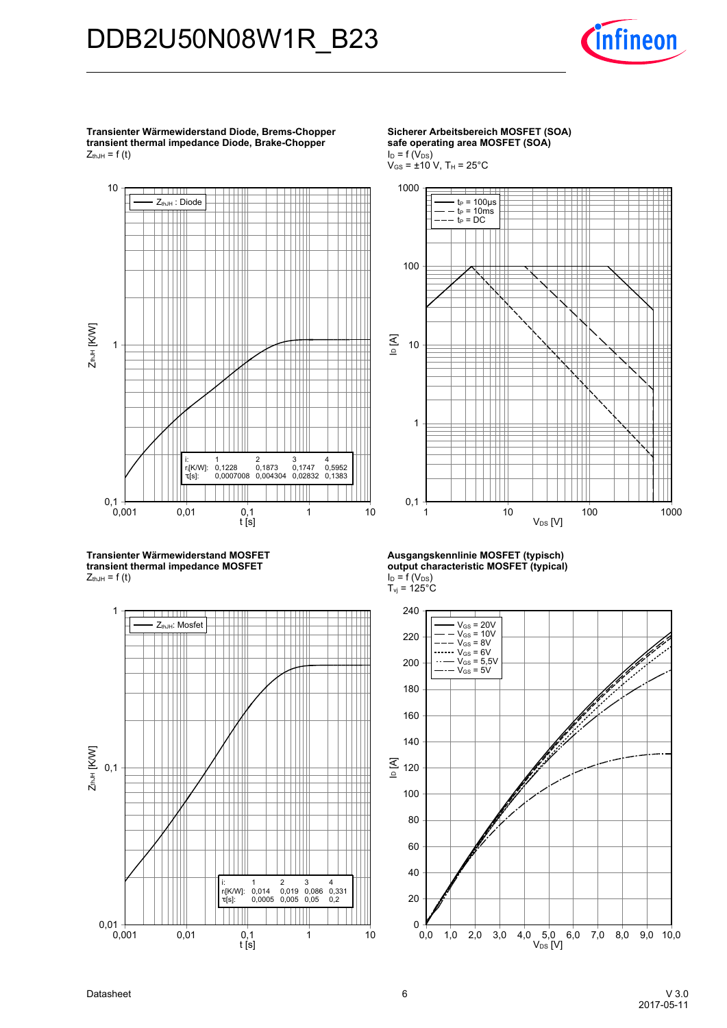# DDB2U50N08W1R_B23

**Transienter Wärmewiderstand Diode, Brems-Chopper**
**transient thermal impedance Diode, Brake-Chopper**
$Z_{thJH} = f(t)$

| i: | 1 | 2 | 3 | 4 |
|---|---|---|---|---|
| $r_i$[K/W]: | 0,1228 | 0,1873 | 0,1747 | 0,5952 |
| $\tau_i$[s]: | 0,0007008 | 0,004304 | 0,02832 | 0,1383 |

**Sicherer Arbeitsbereich MOSFET (SOA)**
**safe operating area MOSFET (SOA)**
$I_D = f(V_{DS})$
$V_{GS} = \pm 10$ V, $T_H = 25°C$

**Transienter Wärmewiderstand MOSFET**
**transient thermal impedance MOSFET**
$Z_{thJH} = f(t)$

| i: | 1 | 2 | 3 | 4 |
|---|---|---|---|---|
| $r_i$[K/W]: | 0,014 | 0,019 | 0,086 | 0,331 |
| $\tau_i$[s]: | 0,0005 | 0,005 | 0,05 | 0,2 |

**Ausgangskennlinie MOSFET (typisch)**
**output characteristic MOSFET (typical)**
$I_D = f(V_{DS})$
$T_{vj} = 125°C$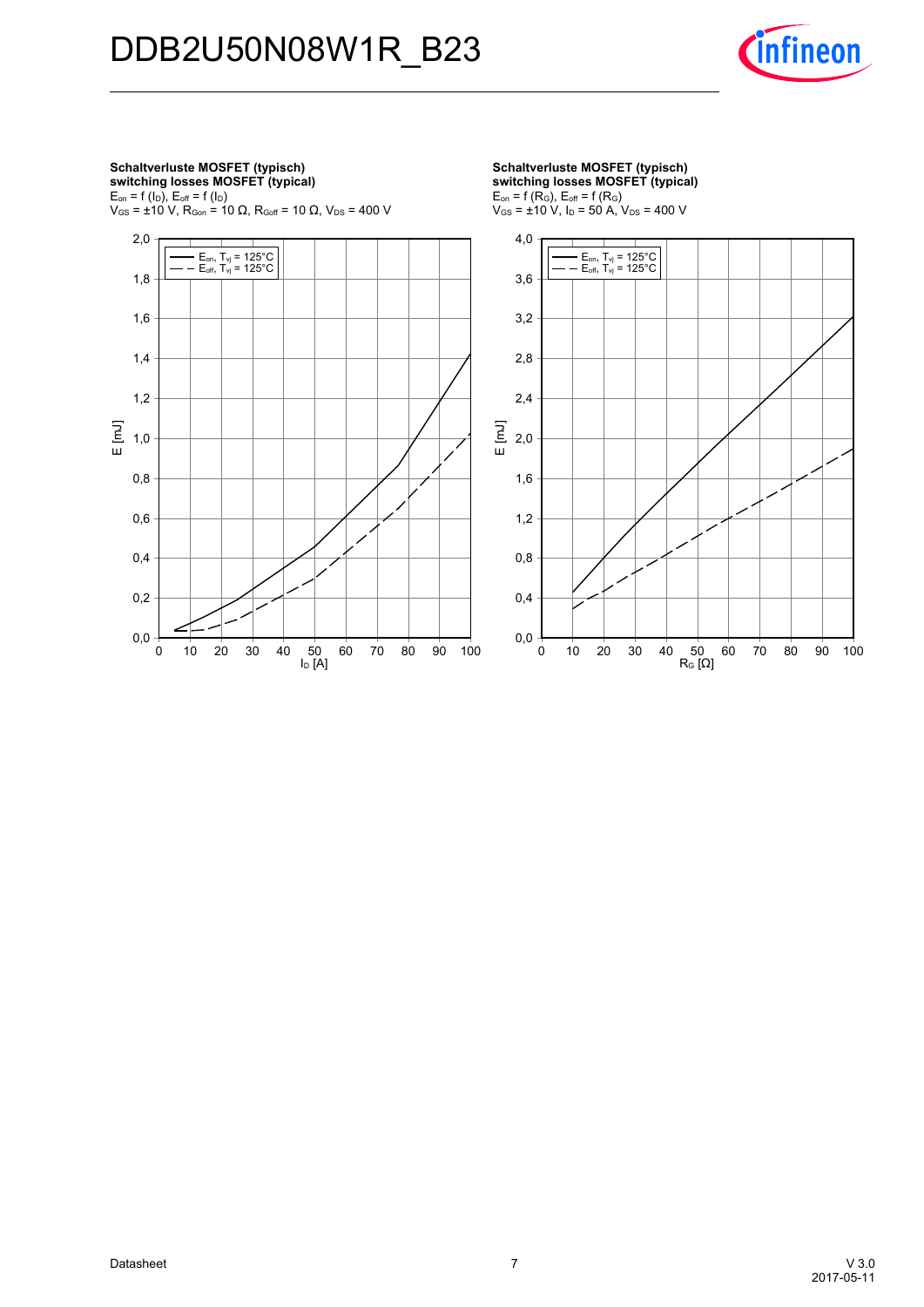**Schaltverluste MOSFET (typisch)**
**switching losses MOSFET (typical)**
$E_{on} = f(I_D)$, $E_{off} = f(I_D)$
$V_{GS} = \pm 10$ V, $R_{Gon} = 10\ \Omega$, $R_{Goff} = 10\ \Omega$, $V_{DS} = 400$ V

**Schaltverluste MOSFET (typisch)**
**switching losses MOSFET (typical)**
$E_{on} = f(R_G)$, $E_{off} = f(R_G)$
$V_{GS} = \pm 10$ V, $I_D = 50$ A, $V_{DS} = 400$ V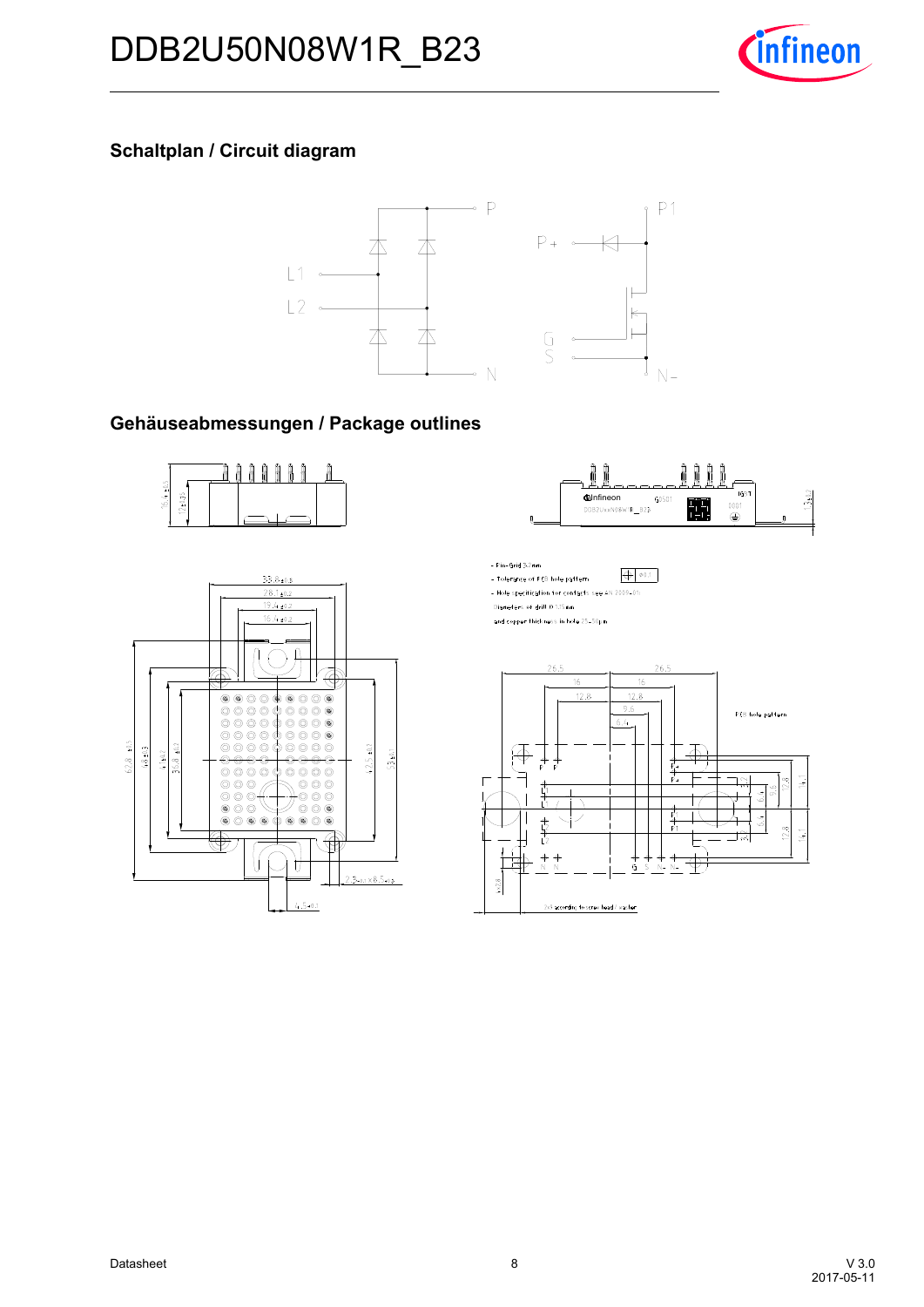## Schaltplan / Circuit diagram

## Gehäuseabmessungen / Package outlines

- Pin-Grid 3.2mm
- Tolerance of PCB hole pattern
- Hole specification for contacts see AN 2009-01
Diameter of drill 0.75mm
and copper thickness in hole 25-50µm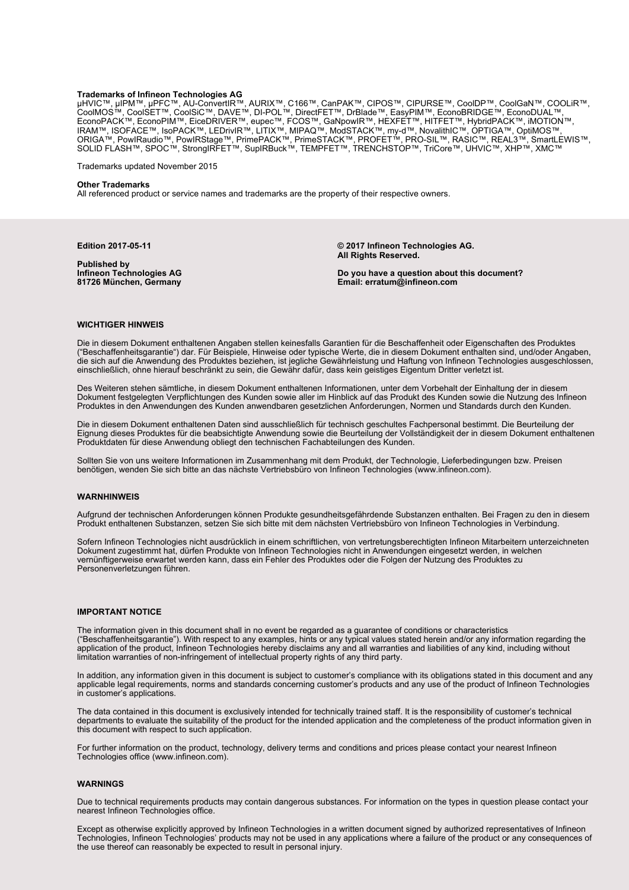**Trademarks of Infineon Technologies AG**

μHVIC™, μIPM™, μPFC™, AU-ConvertIR™, AURIX™, C166™, CanPAK™, CIPOS™, CIPURSE™, CoolDP™, CoolGaN™, COOLiR™, CoolMOS™, CoolSET™, CoolSiC™, DAVE™, DI-POL™, DirectFET™, DrBlade™, EasyPIM™, EconoBRIDGE™, EconoDUAL™, EconoPACK™, EconoPIM™, EiceDRIVER™, eupec™, FCOS™, GaNpowIR™, HEXFET™, HITFET™, HybridPACK™, iMOTION™, IRAM™, ISOFACE™, IsoPACK™, LEDrivIR™, LITIX™, MIPAQ™, ModSTACK™, my-d™, NovalithIC™, OPTIGA™, OptiMOS™, ORIGA™, PowIRaudio™, PowIRStage™, PrimePACK™, PrimeSTACK™, PROFET™, PRO-SIL™, RASIC™, REAL3™, SmartLEWIS™, SOLID FLASH™, SPOC™, StrongIRFET™, SupIRBuck™, TEMPFET™, TRENCHSTOP™, TriCore™, UHVIC™, XHP™, XMC™

Trademarks updated November 2015

**Other Trademarks**

All referenced product or service names and trademarks are the property of their respective owners.

**Edition 2017-05-11**

**Published by**
**Infineon Technologies AG**
**81726 München, Germany**

**© 2017 Infineon Technologies AG.**
**All Rights Reserved.**

**Do you have a question about this document?**
**Email: erratum@infineon.com**

**WICHTIGER HINWEIS**

Die in diesem Dokument enthaltenen Angaben stellen keinesfalls Garantien für die Beschaffenheit oder Eigenschaften des Produktes ("Beschaffenheitsgarantie") dar. Für Beispiele, Hinweise oder typische Werte, die in diesem Dokument enthalten sind, und/oder Angaben, die sich auf die Anwendung des Produktes beziehen, ist jegliche Gewährleistung und Haftung von Infineon Technologies ausgeschlossen, einschließlich, ohne hierauf beschränkt zu sein, die Gewähr dafür, dass kein geistiges Eigentum Dritter verletzt ist.

Des Weiteren stehen sämtliche, in diesem Dokument enthaltenen Informationen, unter dem Vorbehalt der Einhaltung der in diesem Dokument festgelegten Verpflichtungen des Kunden sowie aller im Hinblick auf das Produkt des Kunden sowie die Nutzung des Infineon Produktes in den Anwendungen des Kunden anwendbaren gesetzlichen Anforderungen, Normen und Standards durch den Kunden.

Die in diesem Dokument enthaltenen Daten sind ausschließlich für technisch geschultes Fachpersonal bestimmt. Die Beurteilung der Eignung dieses Produktes für die beabsichtigte Anwendung sowie die Beurteilung der Vollständigkeit der in diesem Dokument enthaltenen Produktdaten für diese Anwendung obliegt den technischen Fachabteilungen des Kunden.

Sollten Sie von uns weitere Informationen im Zusammenhang mit dem Produkt, der Technologie, Lieferbedingungen bzw. Preisen benötigen, wenden Sie sich bitte an das nächste Vertriebsbüro von Infineon Technologies (www.infineon.com).

**WARNHINWEIS**

Aufgrund der technischen Anforderungen können Produkte gesundheitsgefährdende Substanzen enthalten. Bei Fragen zu den in diesem Produkt enthaltenen Substanzen, setzen Sie sich bitte mit dem nächsten Vertriebsbüro von Infineon Technologies in Verbindung.

Sofern Infineon Technologies nicht ausdrücklich in einem schriftlichen, von vertretungsberechtigten Infineon Mitarbeitern unterzeichneten Dokument zugestimmt hat, dürfen Produkte von Infineon Technologies nicht in Anwendungen eingesetzt werden, in welchen vernünftigerweise erwartet werden kann, dass ein Fehler des Produktes oder die Folgen der Nutzung des Produktes zu Personenverletzungen führen.

**IMPORTANT NOTICE**

The information given in this document shall in no event be regarded as a guarantee of conditions or characteristics ("Beschaffenheitsgarantie"). With respect to any examples, hints or any typical values stated herein and/or any information regarding the application of the product, Infineon Technologies hereby disclaims any and all warranties and liabilities of any kind, including without limitation warranties of non-infringement of intellectual property rights of any third party.

In addition, any information given in this document is subject to customer's compliance with its obligations stated in this document and any applicable legal requirements, norms and standards concerning customer's products and any use of the product of Infineon Technologies in customer's applications.

The data contained in this document is exclusively intended for technically trained staff. It is the responsibility of customer's technical departments to evaluate the suitability of the product for the intended application and the completeness of the product information given in this document with respect to such application.

For further information on the product, technology, delivery terms and conditions and prices please contact your nearest Infineon Technologies office (www.infineon.com).

**WARNINGS**

Due to technical requirements products may contain dangerous substances. For information on the types in question please contact your nearest Infineon Technologies office.

Except as otherwise explicitly approved by Infineon Technologies in a written document signed by authorized representatives of Infineon Technologies, Infineon Technologies' products may not be used in any applications where a failure of the product or any consequences of the use thereof can reasonably be expected to result in personal injury.